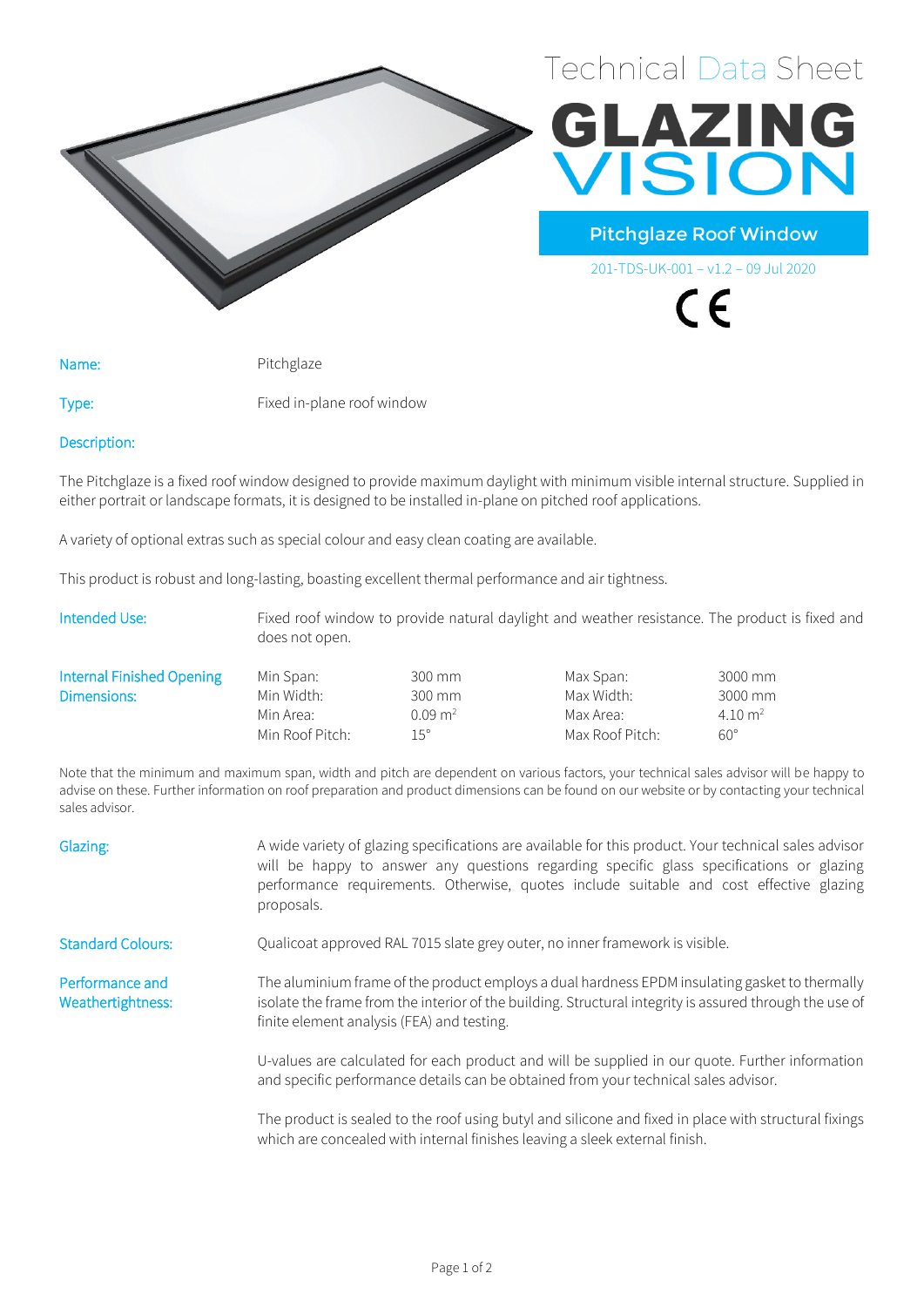# Technical Data Sheet

# GLAZING VISION

## Pitchglaze Roof Window

201-TDS-UK-001 – v1.2 – 09 Jul 2020

CE

**Name:** Pitchglaze

**Type:** Fixed in-plane roof window

**Description:**

The Pitchglaze is a fixed roof window designed to provide maximum daylight with minimum visible internal structure. Supplied in either portrait or landscape formats, it is designed to be installed in-plane on pitched roof applications.

A variety of optional extras such as special colour and easy clean coating are available.

This product is robust and long-lasting, boasting excellent thermal performance and air tightness.

**Intended Use:** Fixed roof window to provide natural daylight and weather resistance. The product is fixed and does not open.

**Internal Finished Opening Dimensions:**

| | | | |
|---|---|---|---|
| Min Span: | 300 mm | Max Span: | 3000 mm |
| Min Width: | 300 mm | Max Width: | 3000 mm |
| Min Area: | 0.09 m$^2$ | Max Area: | 4.10 m$^2$ |
| Min Roof Pitch: | 15° | Max Roof Pitch: | 60° |

Note that the minimum and maximum span, width and pitch are dependent on various factors, your technical sales advisor will be happy to advise on these. Further information on roof preparation and product dimensions can be found on our website or by contacting your technical sales advisor.

**Glazing:** A wide variety of glazing specifications are available for this product. Your technical sales advisor will be happy to answer any questions regarding specific glass specifications or glazing performance requirements. Otherwise, quotes include suitable and cost effective glazing proposals.

**Standard Colours:** Qualicoat approved RAL 7015 slate grey outer, no inner framework is visible.

**Performance and Weathertightness:** The aluminium frame of the product employs a dual hardness EPDM insulating gasket to thermally isolate the frame from the interior of the building. Structural integrity is assured through the use of finite element analysis (FEA) and testing.

U-values are calculated for each product and will be supplied in our quote. Further information and specific performance details can be obtained from your technical sales advisor.

The product is sealed to the roof using butyl and silicone and fixed in place with structural fixings which are concealed with internal finishes leaving a sleek external finish.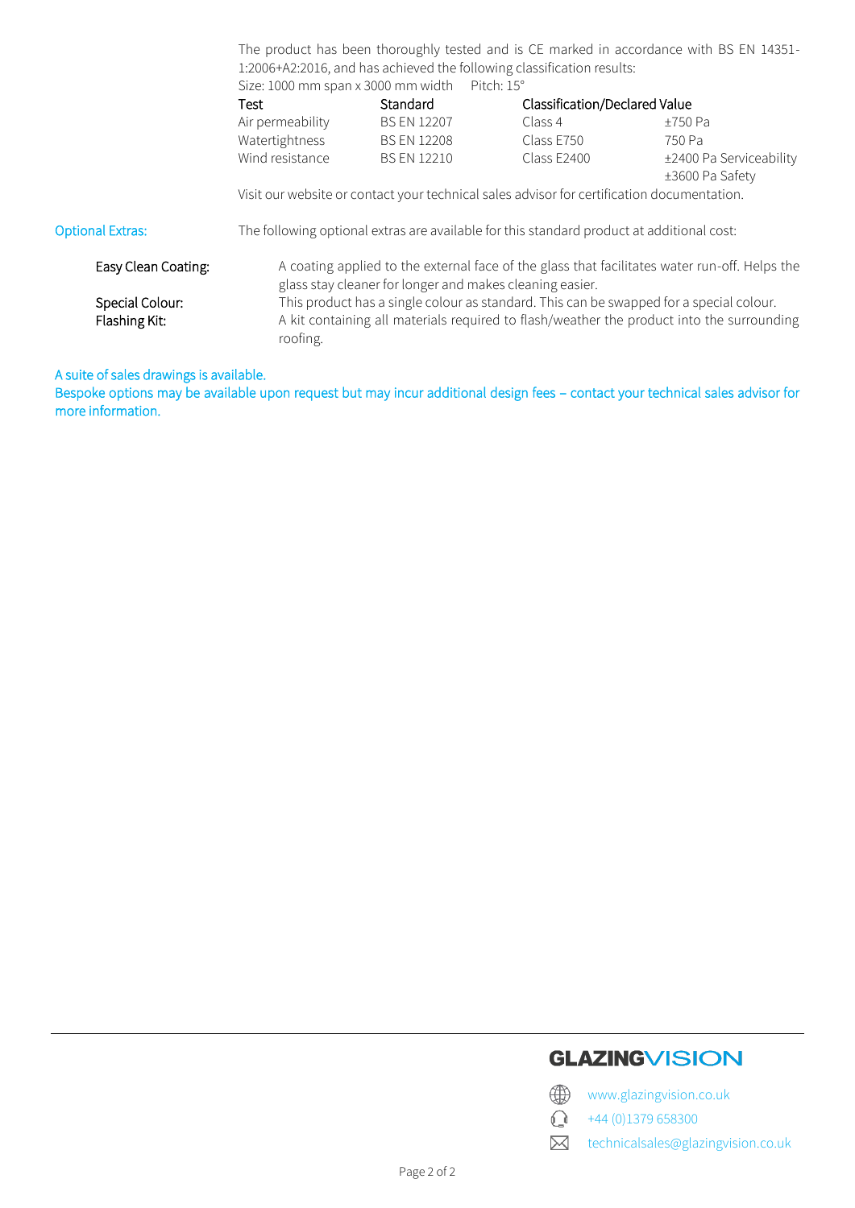The product has been thoroughly tested and is CE marked in accordance with BS EN 14351-1:2006+A2:2016, and has achieved the following classification results:

Size: 1000 mm span x 3000 mm width  Pitch: 15°

| Test | Standard | Classification/Declared Value | |
|---|---|---|---|
| Air permeability | BS EN 12207 | Class 4 | ±750 Pa |
| Watertightness | BS EN 12208 | Class E750 | 750 Pa |
| Wind resistance | BS EN 12210 | Class E2400 | ±2400 Pa Serviceability<br>±3600 Pa Safety |

Visit our website or contact your technical sales advisor for certification documentation.

**Optional Extras:** The following optional extras are available for this standard product at additional cost:

- **Easy Clean Coating:** A coating applied to the external face of the glass that facilitates water run-off. Helps the glass stay cleaner for longer and makes cleaning easier.
- **Special Colour:** This product has a single colour as standard. This can be swapped for a special colour.
- **Flashing Kit:** A kit containing all materials required to flash/weather the product into the surrounding roofing.

A suite of sales drawings is available.

Bespoke options may be available upon request but may incur additional design fees – contact your technical sales advisor for more information.

**GLAZINGVISION**

www.glazingvision.co.uk

+44 (0)1379 658300

technicalsales@glazingvision.co.uk